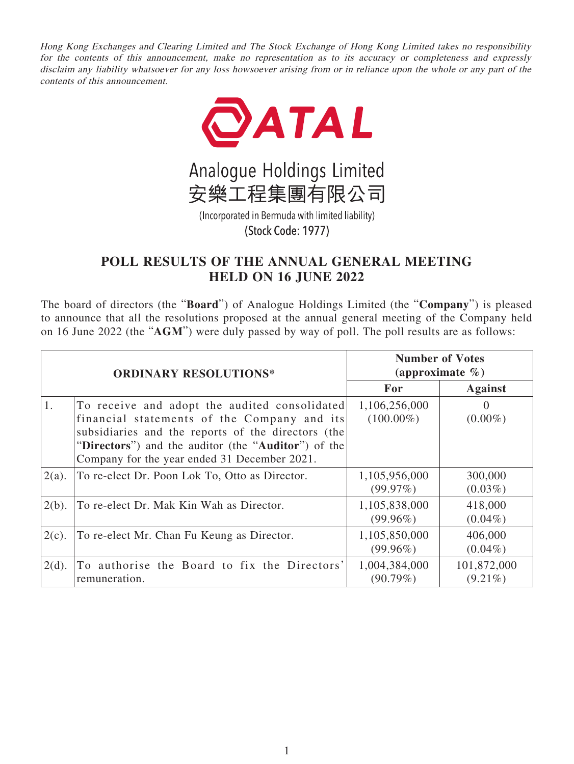*Hong Kong Exchanges and Clearing Limited and The Stock Exchange of Hong Kong Limited takes no responsibility for the contents of this announcement, make no representation as to its accuracy or completeness and expressly disclaim any liability whatsoever for any loss howsoever arising from or in reliance upon the whole or any part of the contents of this announcement.*

ATAL

Analogue Holdings Limited
安樂工程集團有限公司

(Incorporated in Bermuda with limited liability)
(Stock Code: 1977)

# POLL RESULTS OF THE ANNUAL GENERAL MEETING HELD ON 16 JUNE 2022

The board of directors (the "**Board**") of Analogue Holdings Limited (the "**Company**") is pleased to announce that all the resolutions proposed at the annual general meeting of the Company held on 16 June 2022 (the "**AGM**") were duly passed by way of poll. The poll results are as follows:

| ORDINARY RESOLUTIONS* | | Number of Votes (approximate %) | |
|---|---|---|---|
| | | **For** | **Against** |
| 1. | To receive and adopt the audited consolidated financial statements of the Company and its subsidiaries and the reports of the directors (the "**Directors**") and the auditor (the "**Auditor**") of the Company for the year ended 31 December 2021. | 1,106,256,000 (100.00%) | 0 (0.00%) |
| 2(a). | To re-elect Dr. Poon Lok To, Otto as Director. | 1,105,956,000 (99.97%) | 300,000 (0.03%) |
| 2(b). | To re-elect Dr. Mak Kin Wah as Director. | 1,105,838,000 (99.96%) | 418,000 (0.04%) |
| 2(c). | To re-elect Mr. Chan Fu Keung as Director. | 1,105,850,000 (99.96%) | 406,000 (0.04%) |
| 2(d). | To authorise the Board to fix the Directors' remuneration. | 1,004,384,000 (90.79%) | 101,872,000 (9.21%) |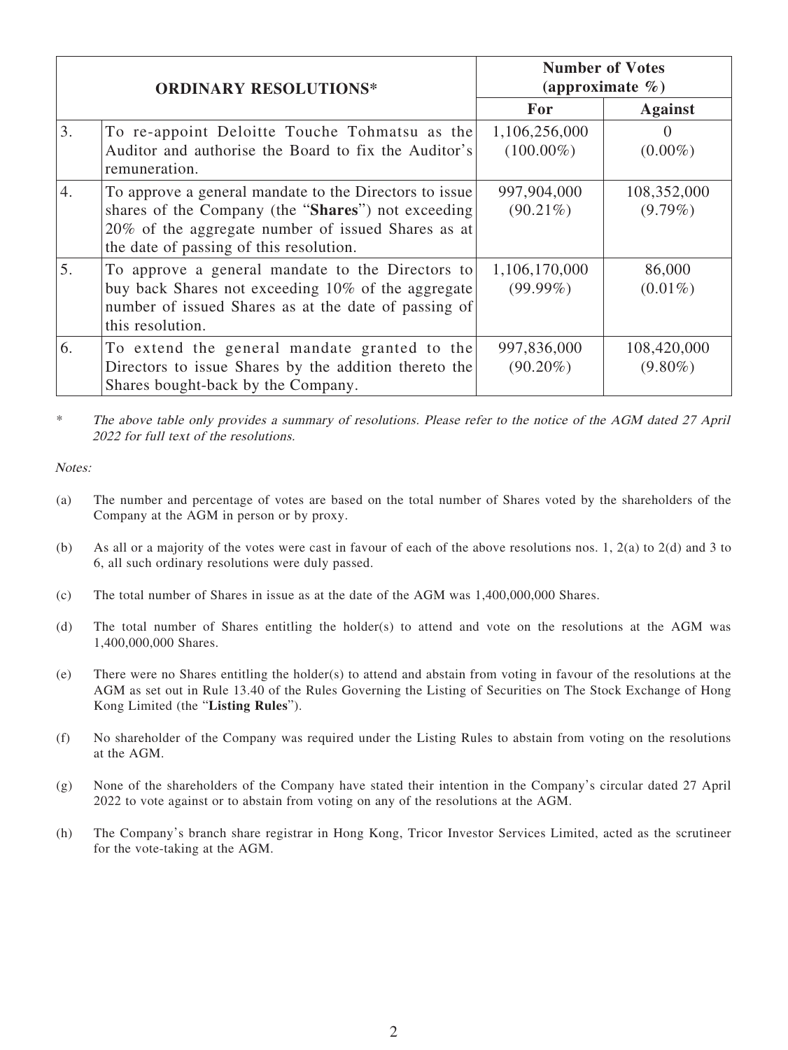| ORDINARY RESOLUTIONS* | | Number of Votes (approximate %) | |
|---|---|---|---|
| | | For | Against |
| 3. | To re-appoint Deloitte Touche Tohmatsu as the Auditor and authorise the Board to fix the Auditor's remuneration. | 1,106,256,000 (100.00%) | 0 (0.00%) |
| 4. | To approve a general mandate to the Directors to issue shares of the Company (the "**Shares**") not exceeding 20% of the aggregate number of issued Shares as at the date of passing of this resolution. | 997,904,000 (90.21%) | 108,352,000 (9.79%) |
| 5. | To approve a general mandate to the Directors to buy back Shares not exceeding 10% of the aggregate number of issued Shares as at the date of passing of this resolution. | 1,106,170,000 (99.99%) | 86,000 (0.01%) |
| 6. | To extend the general mandate granted to the Directors to issue Shares by the addition thereto the Shares bought-back by the Company. | 997,836,000 (90.20%) | 108,420,000 (9.80%) |

\* *The above table only provides a summary of resolutions. Please refer to the notice of the AGM dated 27 April 2022 for full text of the resolutions.*

*Notes:*

(a) The number and percentage of votes are based on the total number of Shares voted by the shareholders of the Company at the AGM in person or by proxy.

(b) As all or a majority of the votes were cast in favour of each of the above resolutions nos. 1, 2(a) to 2(d) and 3 to 6, all such ordinary resolutions were duly passed.

(c) The total number of Shares in issue as at the date of the AGM was 1,400,000,000 Shares.

(d) The total number of Shares entitling the holder(s) to attend and vote on the resolutions at the AGM was 1,400,000,000 Shares.

(e) There were no Shares entitling the holder(s) to attend and abstain from voting in favour of the resolutions at the AGM as set out in Rule 13.40 of the Rules Governing the Listing of Securities on The Stock Exchange of Hong Kong Limited (the "**Listing Rules**").

(f) No shareholder of the Company was required under the Listing Rules to abstain from voting on the resolutions at the AGM.

(g) None of the shareholders of the Company have stated their intention in the Company's circular dated 27 April 2022 to vote against or to abstain from voting on any of the resolutions at the AGM.

(h) The Company's branch share registrar in Hong Kong, Tricor Investor Services Limited, acted as the scrutineer for the vote-taking at the AGM.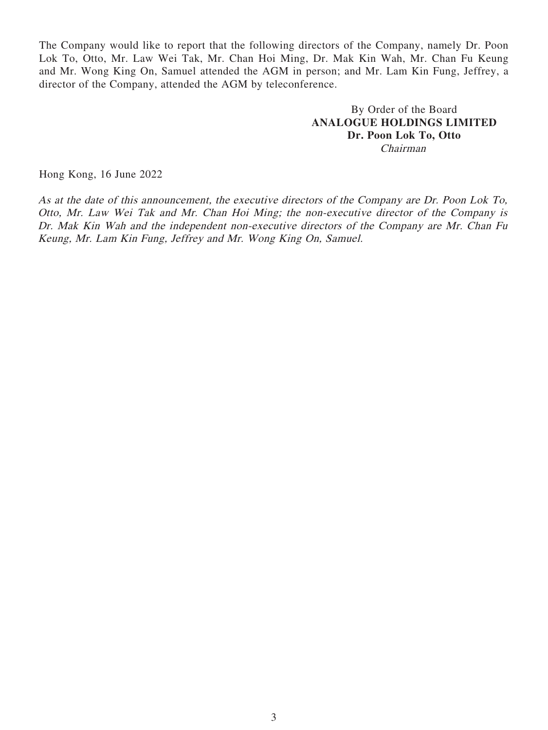The Company would like to report that the following directors of the Company, namely Dr. Poon Lok To, Otto, Mr. Law Wei Tak, Mr. Chan Hoi Ming, Dr. Mak Kin Wah, Mr. Chan Fu Keung and Mr. Wong King On, Samuel attended the AGM in person; and Mr. Lam Kin Fung, Jeffrey, a director of the Company, attended the AGM by teleconference.

By Order of the Board
**ANALOGUE HOLDINGS LIMITED**
**Dr. Poon Lok To, Otto**
*Chairman*

Hong Kong, 16 June 2022

*As at the date of this announcement, the executive directors of the Company are Dr. Poon Lok To, Otto, Mr. Law Wei Tak and Mr. Chan Hoi Ming; the non-executive director of the Company is Dr. Mak Kin Wah and the independent non-executive directors of the Company are Mr. Chan Fu Keung, Mr. Lam Kin Fung, Jeffrey and Mr. Wong King On, Samuel.*